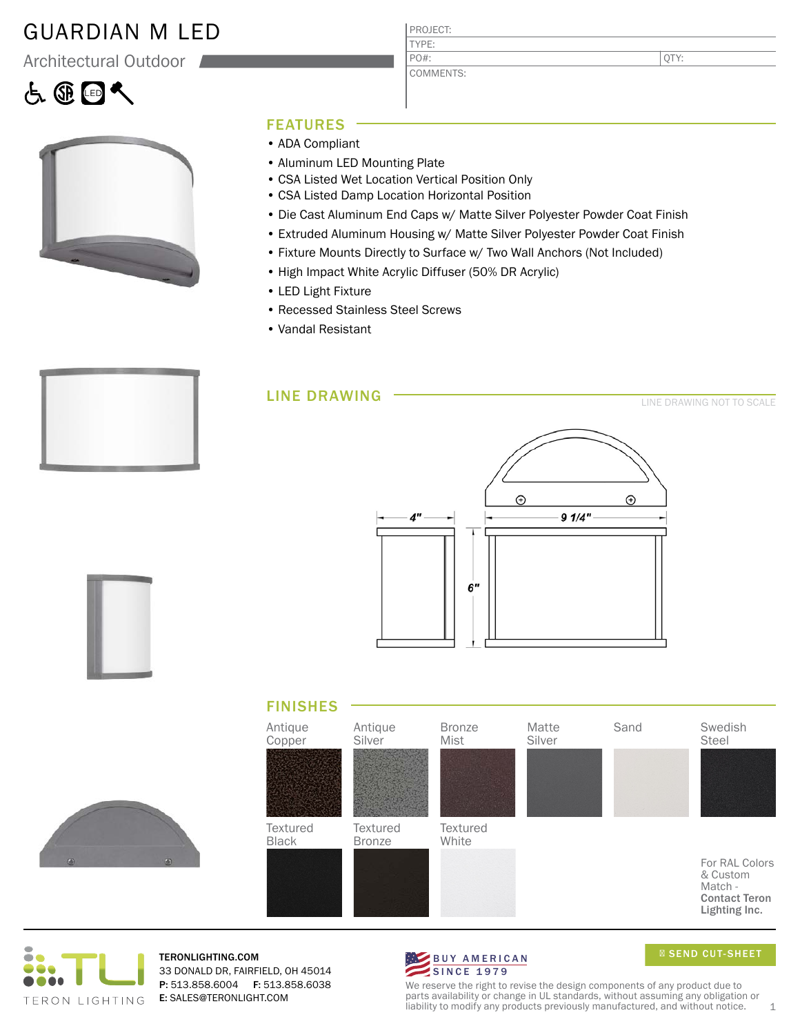# GUARDIAN M LED

Architectural Outdoor

| PROJECT: | |
|---|---|
| TYPE: | |
| PO#: | QTY: |
| COMMENTS: | |

## FEATURES

- ADA Compliant
- Aluminum LED Mounting Plate
- CSA Listed Wet Location Vertical Position Only
- CSA Listed Damp Location Horizontal Position
- Die Cast Aluminum End Caps w/ Matte Silver Polyester Powder Coat Finish
- Extruded Aluminum Housing w/ Matte Silver Polyester Powder Coat Finish
- Fixture Mounts Directly to Surface w/ Two Wall Anchors (Not Included)
- High Impact White Acrylic Diffuser (50% DR Acrylic)
- LED Light Fixture
- Recessed Stainless Steel Screws
- Vandal Resistant

## LINE DRAWING

LINE DRAWING NOT TO SCALE

4" 9 1/4" 6"

## FINISHES

Antique Copper, Antique Silver, Bronze Mist, Matte Silver, Sand, Swedish Steel, Textured Black, Textured Bronze, Textured White

For RAL Colors & Custom Match - **Contact Teron Lighting Inc.**

TERON LIGHTING

**TERONLIGHTING.COM**
33 DONALD DR, FAIRFIELD, OH 45014
**P:** 513.858.6004 **F:** 513.858.6038
**E:** SALES@TERONLIGHT.COM

BUY AMERICAN SINCE 1979

SEND CUT-SHEET

We reserve the right to revise the design components of any product due to parts availability or change in UL standards, without assuming any obligation or liability to modify any products previously manufactured, and without notice.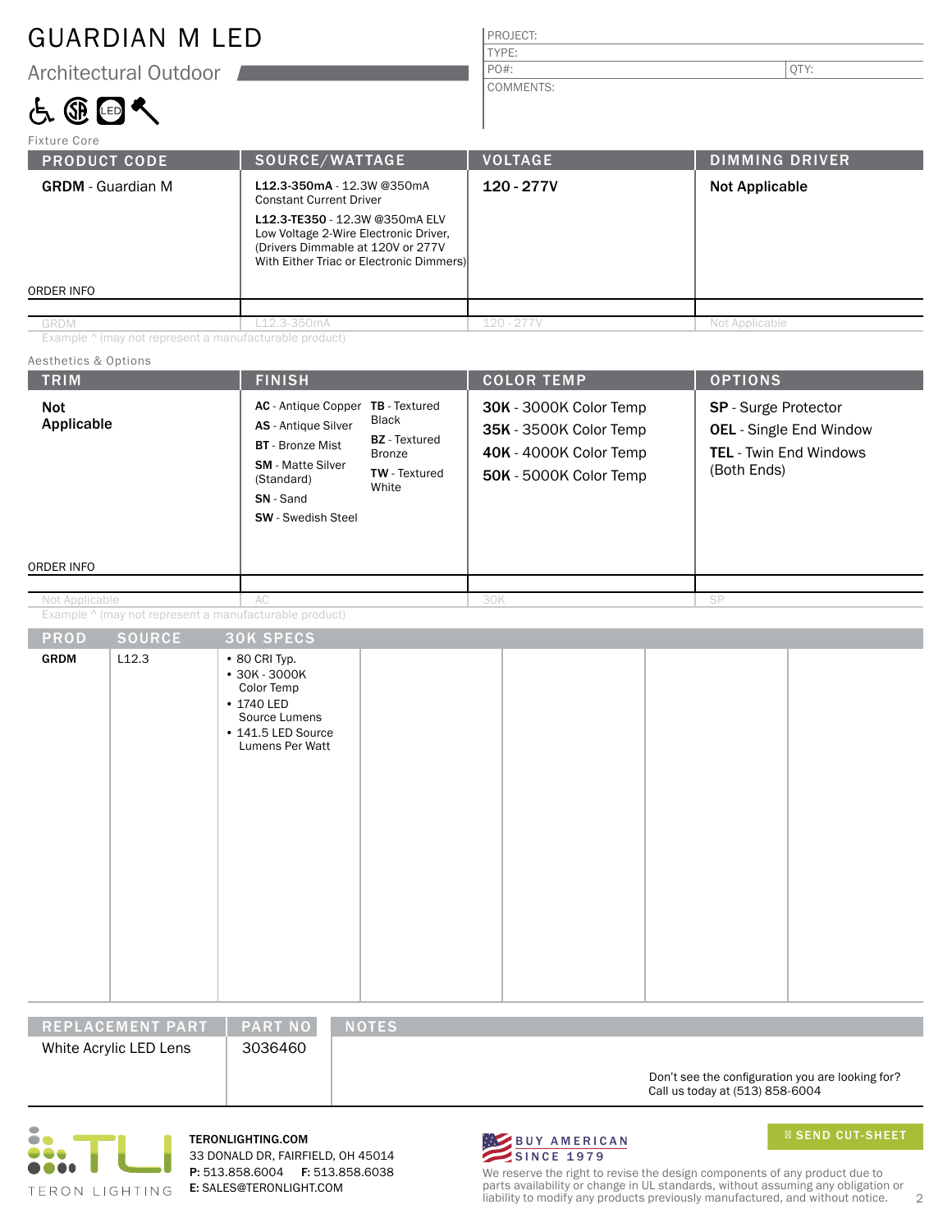# GUARDIAN M LED

## Architectural Outdoor

| PROJECT: | |
|---|---|
| TYPE: | |
| PO#: | QTY: |
| COMMENTS: | |

Fixture Core

| PRODUCT CODE | SOURCE/WATTAGE | VOLTAGE | DIMMING DRIVER |
|---|---|---|---|
| **GRDM** - Guardian M | **L12.3-350mA** - 12.3W @350mA Constant Current Driver<br>**L12.3-TE350** - 12.3W @350mA ELV Low Voltage 2-Wire Electronic Driver, (Drivers Dimmable at 120V or 277V With Either Triac or Electronic Dimmers) | **120 - 277V** | **Not Applicable** |
| ORDER INFO | | | |
| GRDM | L12.3-350mA | 120 - 277V | Not Applicable |

Example ^ (may not represent a manufacturable product)

Aesthetics & Options

| TRIM | FINISH | COLOR TEMP | OPTIONS |
|---|---|---|---|
| **Not Applicable** | **AC** - Antique Copper<br>**AS** - Antique Silver<br>**BT** - Bronze Mist<br>**SM** - Matte Silver (Standard)<br>**SN** - Sand<br>**SW** - Swedish Steel<br>**TB** - Textured Black<br>**BZ** - Textured Bronze<br>**TW** - Textured White | **30K** - 3000K Color Temp<br>**35K** - 3500K Color Temp<br>**40K** - 4000K Color Temp<br>**50K** - 5000K Color Temp | **SP** - Surge Protector<br>**OEL** - Single End Window<br>**TEL** - Twin End Windows (Both Ends) |
| ORDER INFO | | | |
| Not Applicable | AC | 30K | SP |

Example ^ (may not represent a manufacturable product)

| PROD | SOURCE | 30K SPECS |
|---|---|---|
| **GRDM** | L12.3 | • 80 CRI Typ.<br>• 30K - 3000K Color Temp<br>• 1740 LED Source Lumens<br>• 141.5 LED Source Lumens Per Watt |

| REPLACEMENT PART | PART NO | NOTES |
|---|---|---|
| White Acrylic LED Lens | 3036460 | Don't see the configuration you are looking for? Call us today at (513) 858-6004 |

TERON LIGHTING

TERONLIGHTING.COM
33 DONALD DR, FAIRFIELD, OH 45014
**P:** 513.858.6004 **F:** 513.858.6038
**E:** SALES@TERONLIGHT.COM

BUY AMERICAN SINCE 1979

SEND CUT-SHEET

We reserve the right to revise the design components of any product due to parts availability or change in UL standards, without assuming any obligation or liability to modify any products previously manufactured, and without notice.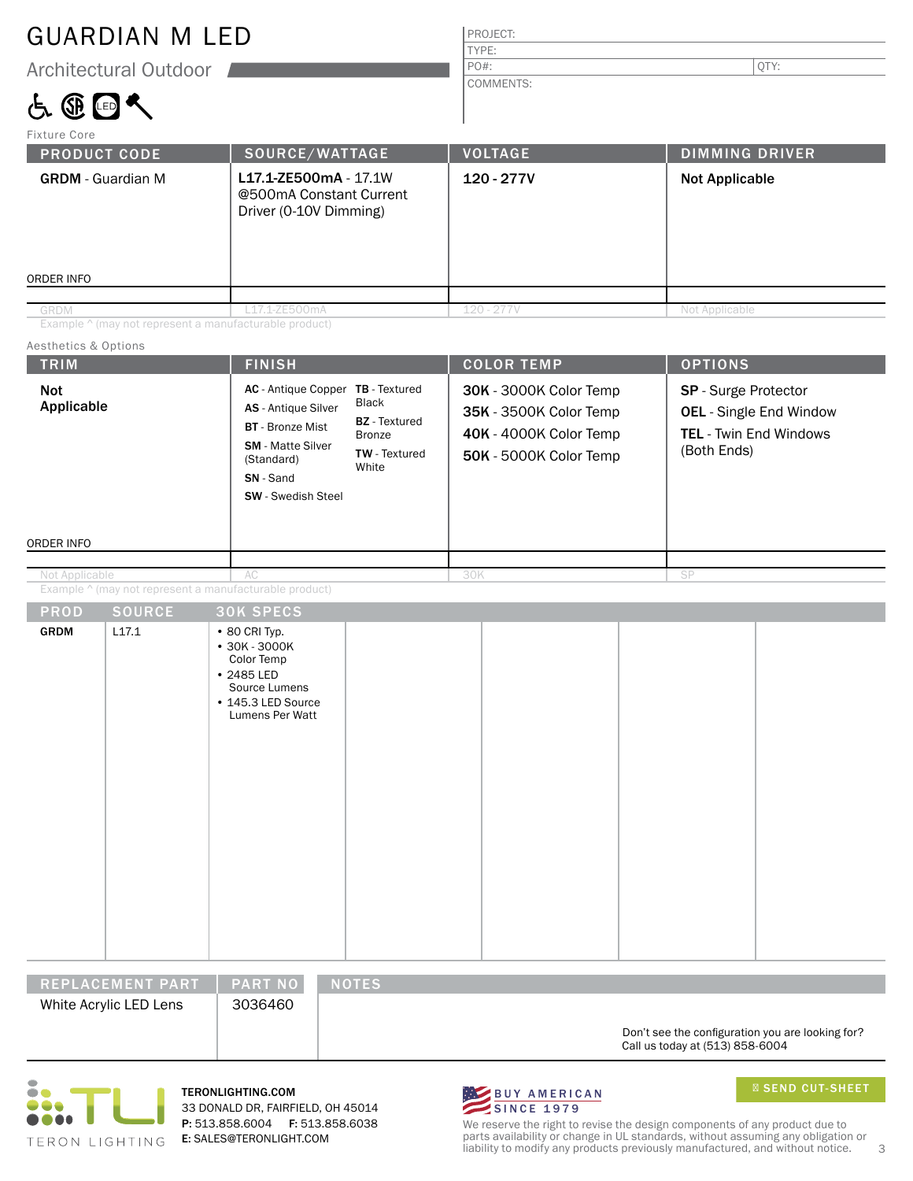# GUARDIAN M LED

Architectural Outdoor

| | |
|---|---|
| PROJECT: | |
| TYPE: | |
| PO#: | QTY: |
| COMMENTS: | |

Fixture Core

| PRODUCT CODE | SOURCE/WATTAGE | VOLTAGE | DIMMING DRIVER |
|---|---|---|---|
| **GRDM** - Guardian M | **L17.1-ZE500mA** - 17.1W @500mA Constant Current Driver (0-10V Dimming) | **120 - 277V** | **Not Applicable** |
| ORDER INFO | | | |
| GRDM | L17.1-ZE500mA | 120 - 277V | Not Applicable |

Example ^ (may not represent a manufacturable product)

Aesthetics & Options

| TRIM | FINISH | COLOR TEMP | OPTIONS |
|---|---|---|---|
| **Not Applicable** | **AC** - Antique Copper<br>**AS** - Antique Silver<br>**BT** - Bronze Mist<br>**SM** - Matte Silver (Standard)<br>**SN** - Sand<br>**SW** - Swedish Steel<br>**TB** - Textured Black<br>**BZ** - Textured Bronze<br>**TW** - Textured White | **30K** - 3000K Color Temp<br>**35K** - 3500K Color Temp<br>**40K** - 4000K Color Temp<br>**50K** - 5000K Color Temp | **SP** - Surge Protector<br>**OEL** - Single End Window<br>**TEL** - Twin End Windows (Both Ends) |
| ORDER INFO | | | |
| Not Applicable | AC | 30K | SP |

Example ^ (may not represent a manufacturable product)

| PROD | SOURCE | 30K SPECS |
|---|---|---|
| **GRDM** | L17.1 | • 80 CRI Typ.<br>• 30K - 3000K Color Temp<br>• 2485 LED Source Lumens<br>• 145.3 LED Source Lumens Per Watt |

| REPLACEMENT PART | PART NO | NOTES |
|---|---|---|
| White Acrylic LED Lens | 3036460 | |

Don't see the configuration you are looking for? Call us today at (513) 858-6004

TERON LIGHTING

**TERONLIGHTING.COM**
33 DONALD DR, FAIRFIELD, OH 45014
**P:** 513.858.6004 **F:** 513.858.6038
**E:** SALES@TERONLIGHT.COM

BUY AMERICAN SINCE 1979

SEND CUT-SHEET

We reserve the right to revise the design components of any product due to parts availability or change in UL standards, without assuming any obligation or liability to modify any products previously manufactured, and without notice.